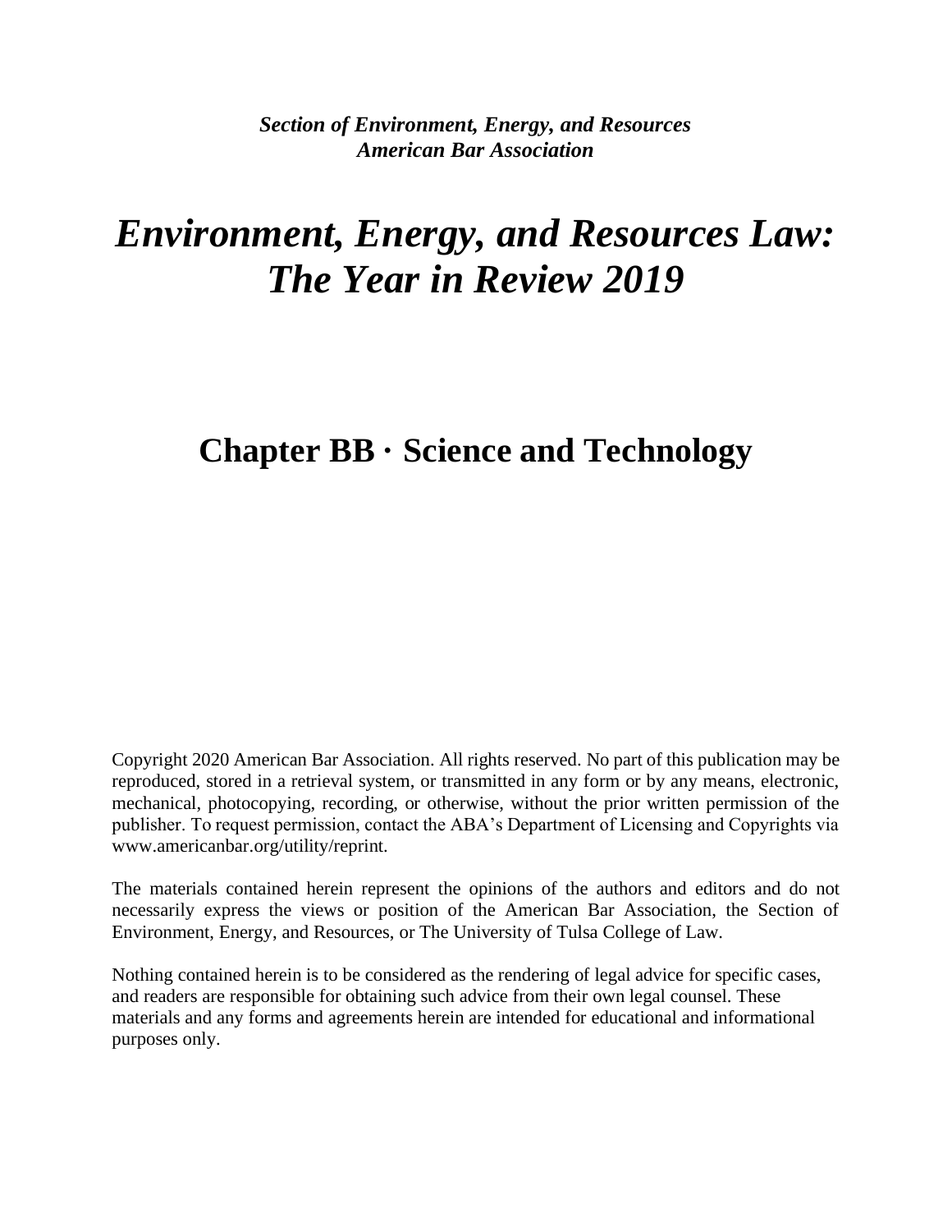***Section of Environment, Energy, and Resources***
***American Bar Association***

# *Environment, Energy, and Resources Law: The Year in Review 2019*

## Chapter BB · Science and Technology

Copyright 2020 American Bar Association. All rights reserved. No part of this publication may be reproduced, stored in a retrieval system, or transmitted in any form or by any means, electronic, mechanical, photocopying, recording, or otherwise, without the prior written permission of the publisher. To request permission, contact the ABA's Department of Licensing and Copyrights via www.americanbar.org/utility/reprint.

The materials contained herein represent the opinions of the authors and editors and do not necessarily express the views or position of the American Bar Association, the Section of Environment, Energy, and Resources, or The University of Tulsa College of Law.

Nothing contained herein is to be considered as the rendering of legal advice for specific cases, and readers are responsible for obtaining such advice from their own legal counsel. These materials and any forms and agreements herein are intended for educational and informational purposes only.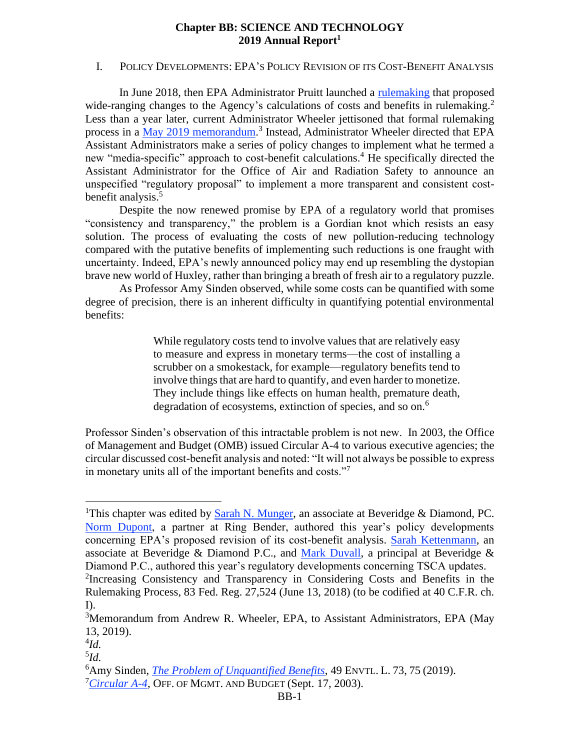# Chapter BB: SCIENCE AND TECHNOLOGY
## 2019 Annual Report[1]

### I. POLICY DEVELOPMENTS: EPA'S POLICY REVISION OF ITS COST-BENEFIT ANALYSIS

In June 2018, then EPA Administrator Pruitt launched a rulemaking that proposed wide-ranging changes to the Agency's calculations of costs and benefits in rulemaking.[2] Less than a year later, current Administrator Wheeler jettisoned that formal rulemaking process in a May 2019 memorandum.[3] Instead, Administrator Wheeler directed that EPA Assistant Administrators make a series of policy changes to implement what he termed a new "media-specific" approach to cost-benefit calculations.[4] He specifically directed the Assistant Administrator for the Office of Air and Radiation Safety to announce an unspecified "regulatory proposal" to implement a more transparent and consistent cost-benefit analysis.[5]

Despite the now renewed promise by EPA of a regulatory world that promises "consistency and transparency," the problem is a Gordian knot which resists an easy solution. The process of evaluating the costs of new pollution-reducing technology compared with the putative benefits of implementing such reductions is one fraught with uncertainty. Indeed, EPA's newly announced policy may end up resembling the dystopian brave new world of Huxley, rather than bringing a breath of fresh air to a regulatory puzzle.

As Professor Amy Sinden observed, while some costs can be quantified with some degree of precision, there is an inherent difficulty in quantifying potential environmental benefits:

> While regulatory costs tend to involve values that are relatively easy to measure and express in monetary terms—the cost of installing a scrubber on a smokestack, for example—regulatory benefits tend to involve things that are hard to quantify, and even harder to monetize. They include things like effects on human health, premature death, degradation of ecosystems, extinction of species, and so on.[6]

Professor Sinden's observation of this intractable problem is not new. In 2003, the Office of Management and Budget (OMB) issued Circular A-4 to various executive agencies; the circular discussed cost-benefit analysis and noted: "It will not always be possible to express in monetary units all of the important benefits and costs."[7]

---

[1] This chapter was edited by Sarah N. Munger, an associate at Beveridge & Diamond, PC. Norm Dupont, a partner at Ring Bender, authored this year's policy developments concerning EPA's proposed revision of its cost-benefit analysis. Sarah Kettenmann, an associate at Beveridge & Diamond P.C., and Mark Duvall, a principal at Beveridge & Diamond P.C., authored this year's regulatory developments concerning TSCA updates.

[2] Increasing Consistency and Transparency in Considering Costs and Benefits in the Rulemaking Process, 83 Fed. Reg. 27,524 (June 13, 2018) (to be codified at 40 C.F.R. ch. I).

[3] Memorandum from Andrew R. Wheeler, EPA, to Assistant Administrators, EPA (May 13, 2019).

[4] *Id.*

[5] *Id.*

[6] Amy Sinden, *The Problem of Unquantified Benefits*, 49 ENVTL. L. 73, 75 (2019).

[7] *Circular A-4*, OFF. OF MGMT. AND BUDGET (Sept. 17, 2003).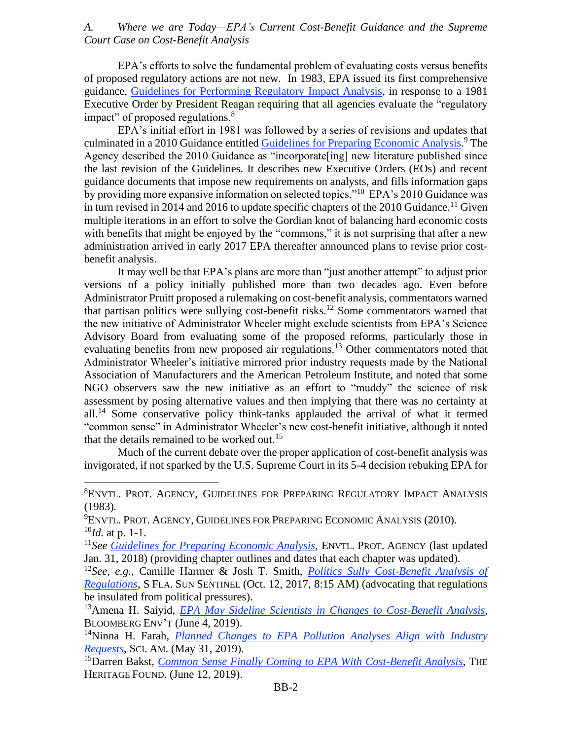*A. Where we are Today—EPA's Current Cost-Benefit Guidance and the Supreme Court Case on Cost-Benefit Analysis*

EPA's efforts to solve the fundamental problem of evaluating costs versus benefits of proposed regulatory actions are not new. In 1983, EPA issued its first comprehensive guidance, [Guidelines for Performing Regulatory Impact Analysis](), in response to a 1981 Executive Order by President Reagan requiring that all agencies evaluate the "regulatory impact" of proposed regulations.[8]

EPA's initial effort in 1981 was followed by a series of revisions and updates that culminated in a 2010 Guidance entitled [Guidelines for Preparing Economic Analysis]().[9] The Agency described the 2010 Guidance as "incorporate[ing] new literature published since the last revision of the Guidelines. It describes new Executive Orders (EOs) and recent guidance documents that impose new requirements on analysts, and fills information gaps by providing more expansive information on selected topics."[10] EPA's 2010 Guidance was in turn revised in 2014 and 2016 to update specific chapters of the 2010 Guidance.[11] Given multiple iterations in an effort to solve the Gordian knot of balancing hard economic costs with benefits that might be enjoyed by the "commons," it is not surprising that after a new administration arrived in early 2017 EPA thereafter announced plans to revise prior cost-benefit analysis.

It may well be that EPA's plans are more than "just another attempt" to adjust prior versions of a policy initially published more than two decades ago. Even before Administrator Pruitt proposed a rulemaking on cost-benefit analysis, commentators warned that partisan politics were sullying cost-benefit risks.[12] Some commentators warned that the new initiative of Administrator Wheeler might exclude scientists from EPA's Science Advisory Board from evaluating some of the proposed reforms, particularly those in evaluating benefits from new proposed air regulations.[13] Other commentators noted that Administrator Wheeler's initiative mirrored prior industry requests made by the National Association of Manufacturers and the American Petroleum Institute, and noted that some NGO observers saw the new initiative as an effort to "muddy" the science of risk assessment by posing alternative values and then implying that there was no certainty at all.[14] Some conservative policy think-tanks applauded the arrival of what it termed "common sense" in Administrator Wheeler's new cost-benefit initiative, although it noted that the details remained to be worked out.[15]

Much of the current debate over the proper application of cost-benefit analysis was invigorated, if not sparked by the U.S. Supreme Court in its 5-4 decision rebuking EPA for

---

[8] ENVTL. PROT. AGENCY, GUIDELINES FOR PREPARING REGULATORY IMPACT ANALYSIS (1983).

[9] ENVTL. PROT. AGENCY, GUIDELINES FOR PREPARING ECONOMIC ANALYSIS (2010).

[10] *Id.* at p. 1-1.

[11] *See [Guidelines for Preparing Economic Analysis]()*, ENVTL. PROT. AGENCY (last updated Jan. 31, 2018) (providing chapter outlines and dates that each chapter was updated).

[12] *See, e.g.*, Camille Harmer & Josh T. Smith, *[Politics Sully Cost-Benefit Analysis of Regulations]()*, S FLA. SUN SENTINEL (Oct. 12, 2017, 8:15 AM) (advocating that regulations be insulated from political pressures).

[13] Amena H. Saiyid, *[EPA May Sideline Scientists in Changes to Cost-Benefit Analysis]()*, BLOOMBERG ENV'T (June 4, 2019).

[14] Ninna H. Farah, *[Planned Changes to EPA Pollution Analyses Align with Industry Requests]()*, SCI. AM. (May 31, 2019).

[15] Darren Bakst, *[Common Sense Finally Coming to EPA With Cost-Benefit Analysis]()*, THE HERITAGE FOUND. (June 12, 2019).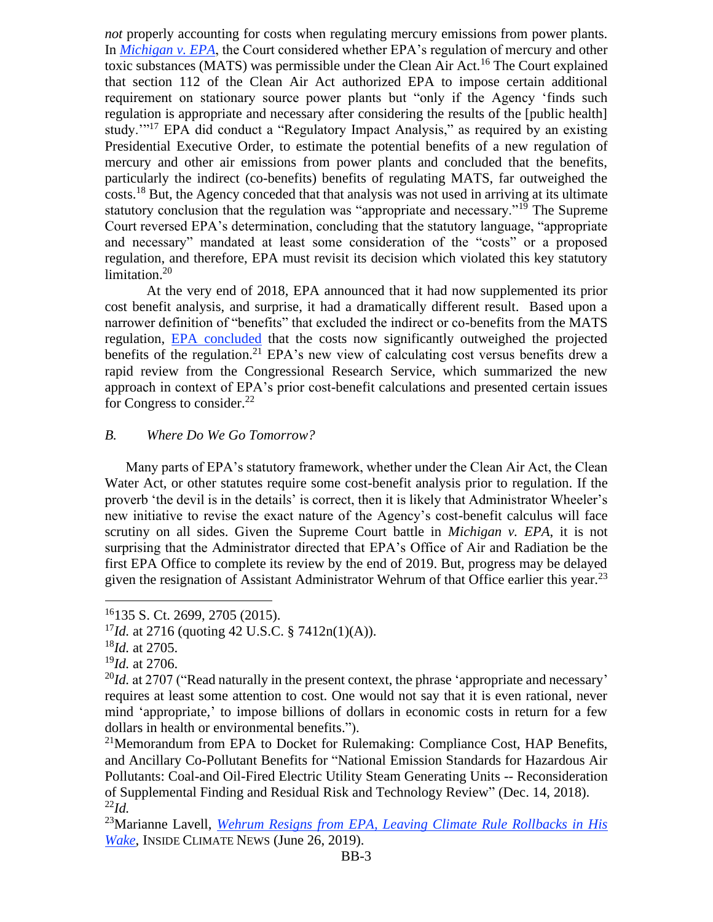*not* properly accounting for costs when regulating mercury emissions from power plants. In *Michigan v. EPA*, the Court considered whether EPA's regulation of mercury and other toxic substances (MATS) was permissible under the Clean Air Act.[16] The Court explained that section 112 of the Clean Air Act authorized EPA to impose certain additional requirement on stationary source power plants but "only if the Agency 'finds such regulation is appropriate and necessary after considering the results of the [public health] study.'"[17] EPA did conduct a "Regulatory Impact Analysis," as required by an existing Presidential Executive Order, to estimate the potential benefits of a new regulation of mercury and other air emissions from power plants and concluded that the benefits, particularly the indirect (co-benefits) benefits of regulating MATS, far outweighed the costs.[18] But, the Agency conceded that that analysis was not used in arriving at its ultimate statutory conclusion that the regulation was "appropriate and necessary."[19] The Supreme Court reversed EPA's determination, concluding that the statutory language, "appropriate and necessary" mandated at least some consideration of the "costs" or a proposed regulation, and therefore, EPA must revisit its decision which violated this key statutory limitation.[20]

At the very end of 2018, EPA announced that it had now supplemented its prior cost benefit analysis, and surprise, it had a dramatically different result. Based upon a narrower definition of "benefits" that excluded the indirect or co-benefits from the MATS regulation, EPA concluded that the costs now significantly outweighed the projected benefits of the regulation.[21] EPA's new view of calculating cost versus benefits drew a rapid review from the Congressional Research Service, which summarized the new approach in context of EPA's prior cost-benefit calculations and presented certain issues for Congress to consider.[22]

### *B. Where Do We Go Tomorrow?*

Many parts of EPA's statutory framework, whether under the Clean Air Act, the Clean Water Act, or other statutes require some cost-benefit analysis prior to regulation. If the proverb 'the devil is in the details' is correct, then it is likely that Administrator Wheeler's new initiative to revise the exact nature of the Agency's cost-benefit calculus will face scrutiny on all sides. Given the Supreme Court battle in *Michigan v. EPA*, it is not surprising that the Administrator directed that EPA's Office of Air and Radiation be the first EPA Office to complete its review by the end of 2019. But, progress may be delayed given the resignation of Assistant Administrator Wehrum of that Office earlier this year.[23]

---

[16] 135 S. Ct. 2699, 2705 (2015).

[17] *Id.* at 2716 (quoting 42 U.S.C. § 7412n(1)(A)).

[18] *Id.* at 2705.

[19] *Id.* at 2706.

[20] *Id.* at 2707 ("Read naturally in the present context, the phrase 'appropriate and necessary' requires at least some attention to cost. One would not say that it is even rational, never mind 'appropriate,' to impose billions of dollars in economic costs in return for a few dollars in health or environmental benefits.").

[21] Memorandum from EPA to Docket for Rulemaking: Compliance Cost, HAP Benefits, and Ancillary Co-Pollutant Benefits for "National Emission Standards for Hazardous Air Pollutants: Coal-and Oil-Fired Electric Utility Steam Generating Units -- Reconsideration of Supplemental Finding and Residual Risk and Technology Review" (Dec. 14, 2018).

[22] *Id.*

[23] Marianne Lavell, *Wehrum Resigns from EPA, Leaving Climate Rule Rollbacks in His Wake*, INSIDE CLIMATE NEWS (June 26, 2019).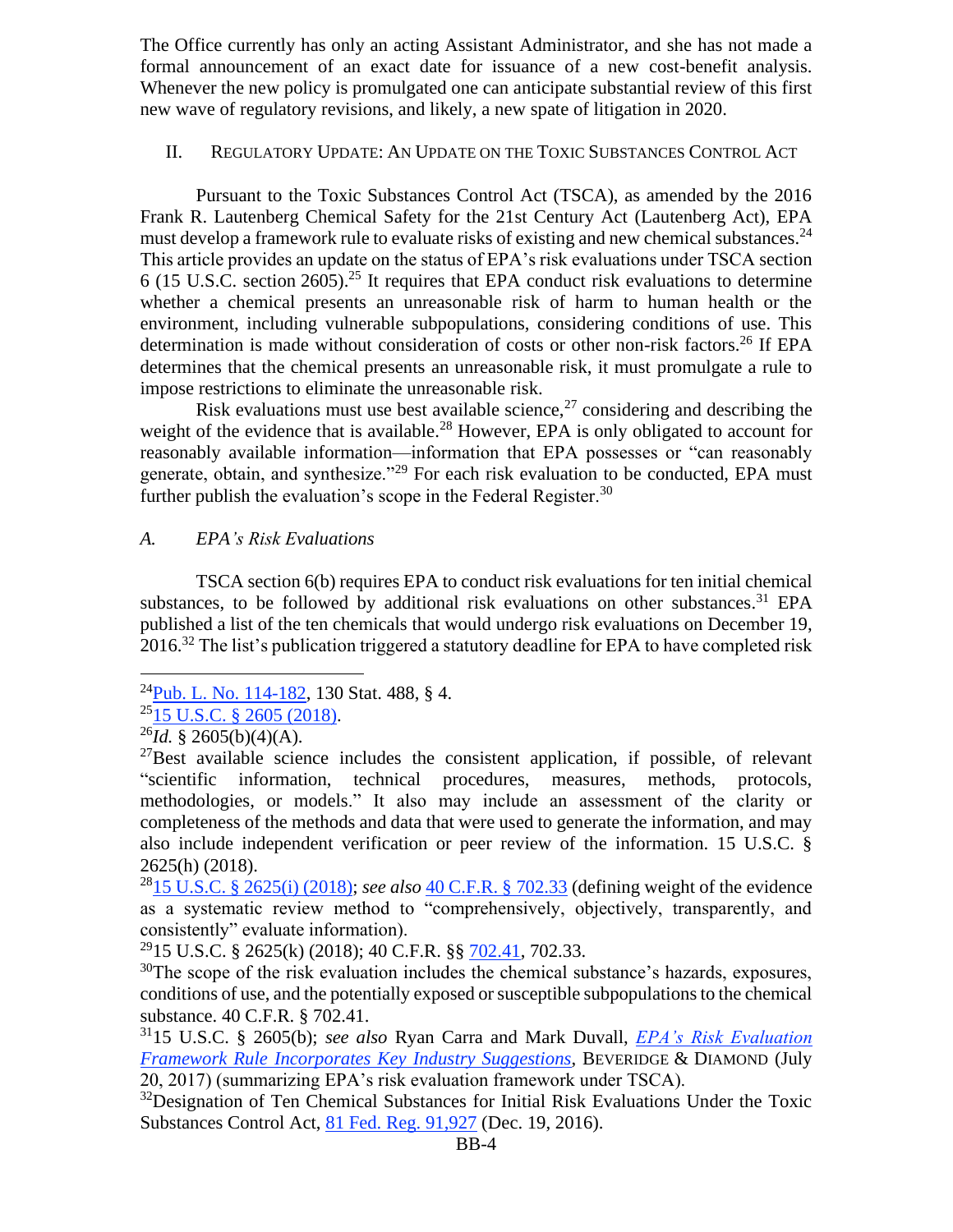The Office currently has only an acting Assistant Administrator, and she has not made a formal announcement of an exact date for issuance of a new cost-benefit analysis. Whenever the new policy is promulgated one can anticipate substantial review of this first new wave of regulatory revisions, and likely, a new spate of litigation in 2020.

## II. Regulatory Update: An Update on the Toxic Substances Control Act

Pursuant to the Toxic Substances Control Act (TSCA), as amended by the 2016 Frank R. Lautenberg Chemical Safety for the 21st Century Act (Lautenberg Act), EPA must develop a framework rule to evaluate risks of existing and new chemical substances.[24] This article provides an update on the status of EPA's risk evaluations under TSCA section 6 (15 U.S.C. section 2605).[25] It requires that EPA conduct risk evaluations to determine whether a chemical presents an unreasonable risk of harm to human health or the environment, including vulnerable subpopulations, considering conditions of use. This determination is made without consideration of costs or other non-risk factors.[26] If EPA determines that the chemical presents an unreasonable risk, it must promulgate a rule to impose restrictions to eliminate the unreasonable risk.

Risk evaluations must use best available science,[27] considering and describing the weight of the evidence that is available.[28] However, EPA is only obligated to account for reasonably available information—information that EPA possesses or "can reasonably generate, obtain, and synthesize."[29] For each risk evaluation to be conducted, EPA must further publish the evaluation's scope in the Federal Register.[30]

### *A. EPA's Risk Evaluations*

TSCA section 6(b) requires EPA to conduct risk evaluations for ten initial chemical substances, to be followed by additional risk evaluations on other substances.[31] EPA published a list of the ten chemicals that would undergo risk evaluations on December 19, 2016.[32] The list's publication triggered a statutory deadline for EPA to have completed risk

---

[24] Pub. L. No. 114-182, 130 Stat. 488, § 4.

[25] 15 U.S.C. § 2605 (2018).

[26] *Id.* § 2605(b)(4)(A).

[27] Best available science includes the consistent application, if possible, of relevant "scientific information, technical procedures, measures, methods, protocols, methodologies, or models." It also may include an assessment of the clarity or completeness of the methods and data that were used to generate the information, and may also include independent verification or peer review of the information. 15 U.S.C. § 2625(h) (2018).

[28] 15 U.S.C. § 2625(i) (2018); *see also* 40 C.F.R. § 702.33 (defining weight of the evidence as a systematic review method to "comprehensively, objectively, transparently, and consistently" evaluate information).

[29] 15 U.S.C. § 2625(k) (2018); 40 C.F.R. §§ 702.41, 702.33.

[30] The scope of the risk evaluation includes the chemical substance's hazards, exposures, conditions of use, and the potentially exposed or susceptible subpopulations to the chemical substance. 40 C.F.R. § 702.41.

[31] 15 U.S.C. § 2605(b); *see also* Ryan Carra and Mark Duvall, *EPA's Risk Evaluation Framework Rule Incorporates Key Industry Suggestions*, Beveridge & Diamond (July 20, 2017) (summarizing EPA's risk evaluation framework under TSCA).

[32] Designation of Ten Chemical Substances for Initial Risk Evaluations Under the Toxic Substances Control Act, 81 Fed. Reg. 91,927 (Dec. 19, 2016).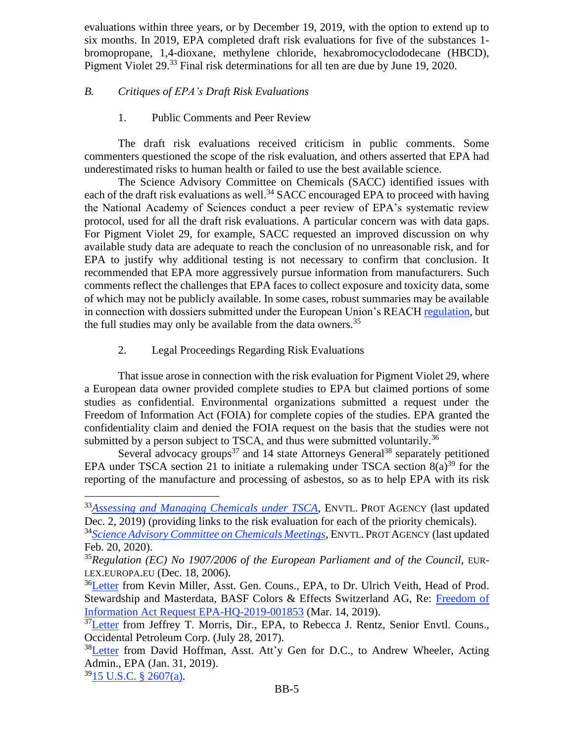evaluations within three years, or by December 19, 2019, with the option to extend up to six months. In 2019, EPA completed draft risk evaluations for five of the substances 1-bromopropane, 1,4-dioxane, methylene chloride, hexabromocyclododecane (HBCD), Pigment Violet 29.[33] Final risk determinations for all ten are due by June 19, 2020.

### *B. Critiques of EPA's Draft Risk Evaluations*

#### 1. Public Comments and Peer Review

The draft risk evaluations received criticism in public comments. Some commenters questioned the scope of the risk evaluation, and others asserted that EPA had underestimated risks to human health or failed to use the best available science.

The Science Advisory Committee on Chemicals (SACC) identified issues with each of the draft risk evaluations as well.[34] SACC encouraged EPA to proceed with having the National Academy of Sciences conduct a peer review of EPA's systematic review protocol, used for all the draft risk evaluations. A particular concern was with data gaps. For Pigment Violet 29, for example, SACC requested an improved discussion on why available study data are adequate to reach the conclusion of no unreasonable risk, and for EPA to justify why additional testing is not necessary to confirm that conclusion. It recommended that EPA more aggressively pursue information from manufacturers. Such comments reflect the challenges that EPA faces to collect exposure and toxicity data, some of which may not be publicly available. In some cases, robust summaries may be available in connection with dossiers submitted under the European Union's REACH regulation, but the full studies may only be available from the data owners.[35]

#### 2. Legal Proceedings Regarding Risk Evaluations

That issue arose in connection with the risk evaluation for Pigment Violet 29, where a European data owner provided complete studies to EPA but claimed portions of some studies as confidential. Environmental organizations submitted a request under the Freedom of Information Act (FOIA) for complete copies of the studies. EPA granted the confidentiality claim and denied the FOIA request on the basis that the studies were not submitted by a person subject to TSCA, and thus were submitted voluntarily.[36]

Several advocacy groups[37] and 14 state Attorneys General[38] separately petitioned EPA under TSCA section 21 to initiate a rulemaking under TSCA section 8(a)[39] for the reporting of the manufacture and processing of asbestos, so as to help EPA with its risk

---

[33] *Assessing and Managing Chemicals under TSCA*, ENVTL. PROT AGENCY (last updated Dec. 2, 2019) (providing links to the risk evaluation for each of the priority chemicals).

[34] *Science Advisory Committee on Chemicals Meetings*, ENVTL. PROT AGENCY (last updated Feb. 20, 2020).

[35] *Regulation (EC) No 1907/2006 of the European Parliament and of the Council*, EUR-LEX.EUROPA.EU (Dec. 18, 2006).

[36] Letter from Kevin Miller, Asst. Gen. Couns., EPA, to Dr. Ulrich Veith, Head of Prod. Stewardship and Masterdata, BASF Colors & Effects Switzerland AG, Re: Freedom of Information Act Request EPA-HQ-2019-001853 (Mar. 14, 2019).

[37] Letter from Jeffrey T. Morris, Dir., EPA, to Rebecca J. Rentz, Senior Envtl. Couns., Occidental Petroleum Corp. (July 28, 2017).

[38] Letter from David Hoffman, Asst. Att'y Gen for D.C., to Andrew Wheeler, Acting Admin., EPA (Jan. 31, 2019).

[39] 15 U.S.C. § 2607(a).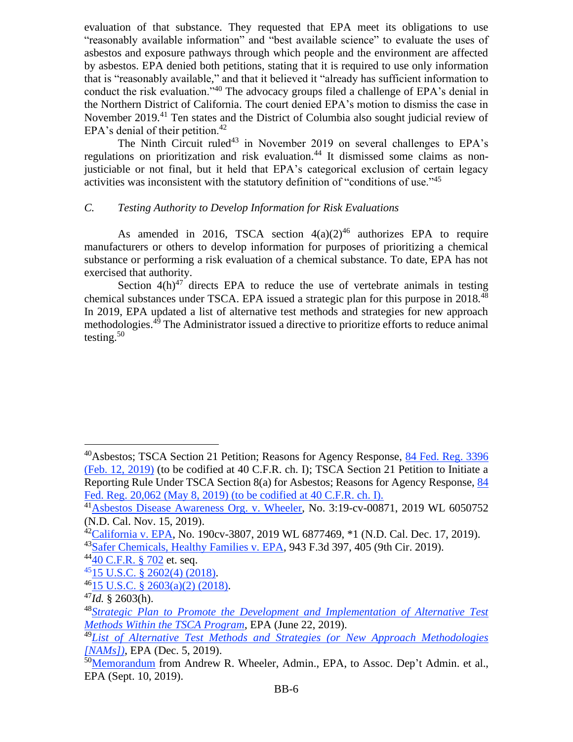evaluation of that substance. They requested that EPA meet its obligations to use "reasonably available information" and "best available science" to evaluate the uses of asbestos and exposure pathways through which people and the environment are affected by asbestos. EPA denied both petitions, stating that it is required to use only information that is "reasonably available," and that it believed it "already has sufficient information to conduct the risk evaluation."[40] The advocacy groups filed a challenge of EPA's denial in the Northern District of California. The court denied EPA's motion to dismiss the case in November 2019.[41] Ten states and the District of Columbia also sought judicial review of EPA's denial of their petition.[42]

The Ninth Circuit ruled[43] in November 2019 on several challenges to EPA's regulations on prioritization and risk evaluation.[44] It dismissed some claims as non-justiciable or not final, but it held that EPA's categorical exclusion of certain legacy activities was inconsistent with the statutory definition of "conditions of use."[45]

### *C. Testing Authority to Develop Information for Risk Evaluations*

As amended in 2016, TSCA section 4(a)(2)[46] authorizes EPA to require manufacturers or others to develop information for purposes of prioritizing a chemical substance or performing a risk evaluation of a chemical substance. To date, EPA has not exercised that authority.

Section 4(h)[47] directs EPA to reduce the use of vertebrate animals in testing chemical substances under TSCA. EPA issued a strategic plan for this purpose in 2018.[48] In 2019, EPA updated a list of alternative test methods and strategies for new approach methodologies.[49] The Administrator issued a directive to prioritize efforts to reduce animal testing.[50]

---

[40] Asbestos; TSCA Section 21 Petition; Reasons for Agency Response, 84 Fed. Reg. 3396 (Feb. 12, 2019) (to be codified at 40 C.F.R. ch. I); TSCA Section 21 Petition to Initiate a Reporting Rule Under TSCA Section 8(a) for Asbestos; Reasons for Agency Response, 84 Fed. Reg. 20,062 (May 8, 2019) (to be codified at 40 C.F.R. ch. I).

[41] Asbestos Disease Awareness Org. v. Wheeler, No. 3:19-cv-00871, 2019 WL 6050752 (N.D. Cal. Nov. 15, 2019).

[42] California v. EPA, No. 190cv-3807, 2019 WL 6877469, *1 (N.D. Cal. Dec. 17, 2019).

[43] Safer Chemicals, Healthy Families v. EPA, 943 F.3d 397, 405 (9th Cir. 2019).

[44] 40 C.F.R. § 702 et. seq.

[45] 15 U.S.C. § 2602(4) (2018).

[46] 15 U.S.C. § 2603(a)(2) (2018).

[47] *Id.* § 2603(h).

[48] *Strategic Plan to Promote the Development and Implementation of Alternative Test Methods Within the TSCA Program*, EPA (June 22, 2019).

[49] *List of Alternative Test Methods and Strategies (or New Approach Methodologies [NAMs])*, EPA (Dec. 5, 2019).

[50] Memorandum from Andrew R. Wheeler, Admin., EPA, to Assoc. Dep't Admin. et al., EPA (Sept. 10, 2019).